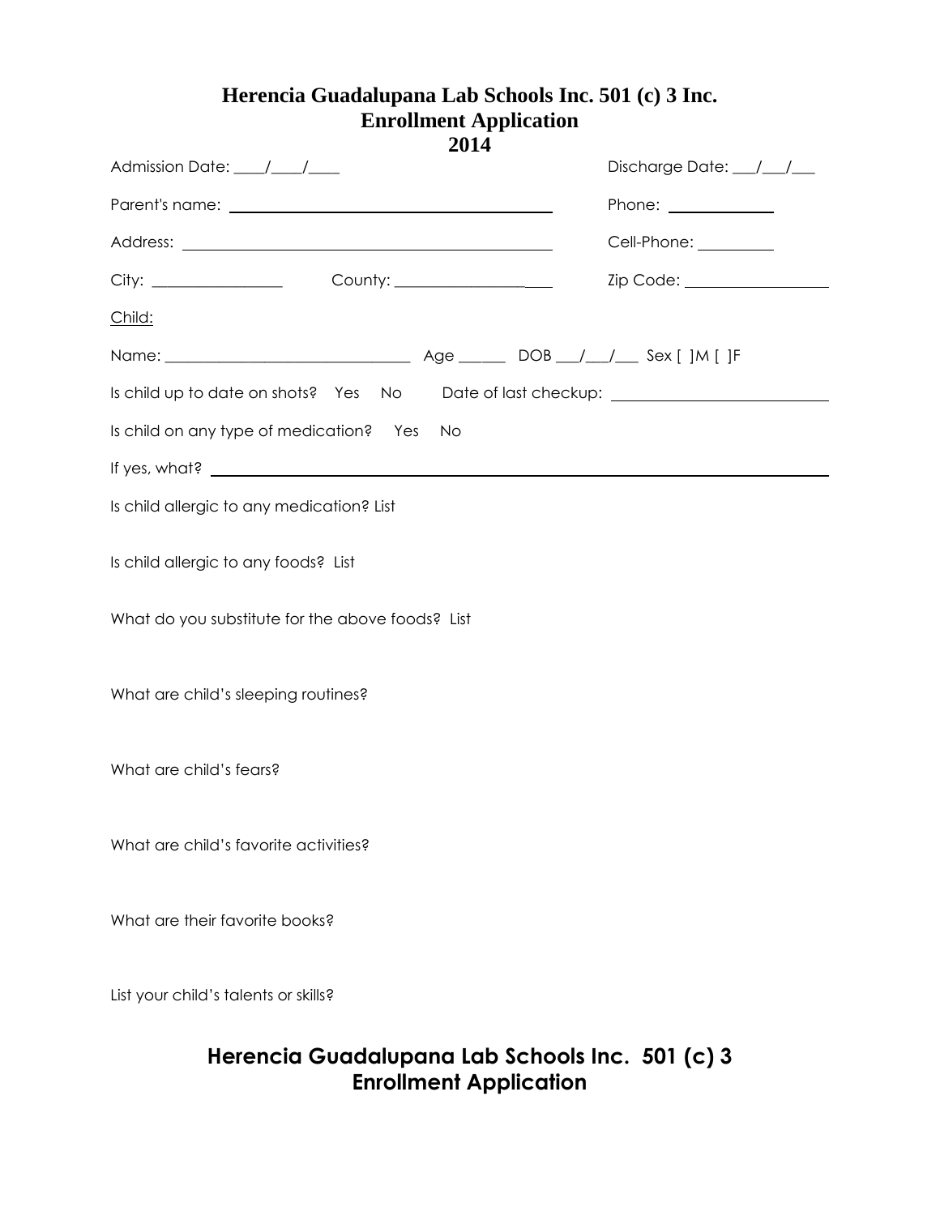# Herencia Guadalupana Lab Schools Inc. 501 (c) 3 Inc.
# Enrollment Application
# 2014

Admission Date: ____/____/____ Discharge Date: ___/___/___

Parent's name: ________________________________________ Phone: _____________

Address: ________________________________________________ Cell-Phone: __________

City: ________________ County: ____________________ Zip Code: __________________

Child:

Name: _______________________________ Age ______ DOB ___/___/___ Sex [ ]M [ ]F

Is child up to date on shots? Yes No Date of last checkup: ___________________________

Is child on any type of medication? Yes No

If yes, what? ____________________________________________________________________________

Is child allergic to any medication? List

Is child allergic to any foods? List

What do you substitute for the above foods? List

What are child's sleeping routines?

What are child's fears?

What are child's favorite activities?

What are their favorite books?

List your child's talents or skills?

**Herencia Guadalupana Lab Schools Inc. 501 (c) 3**
**Enrollment Application**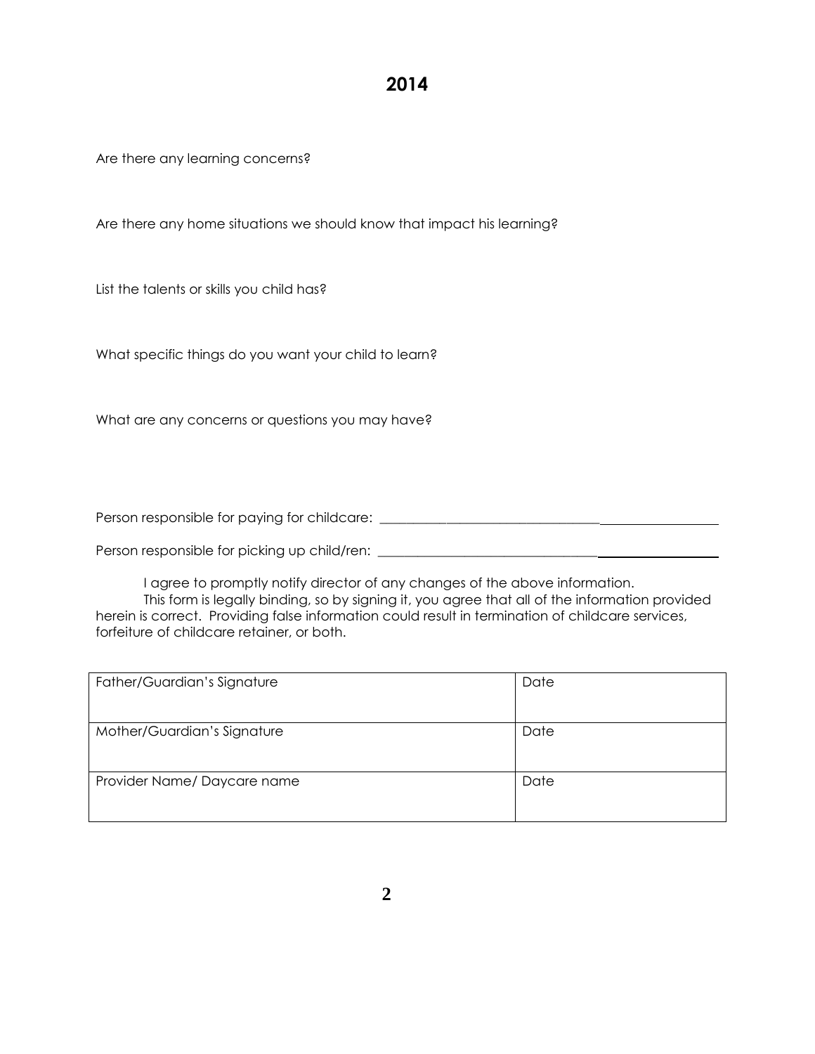## 2014

Are there any learning concerns?

Are there any home situations we should know that impact his learning?

List the talents or skills you child has?

What specific things do you want your child to learn?

What are any concerns or questions you may have?

Person responsible for paying for childcare: ____________________________________________________

Person responsible for picking up child/ren: ____________________________________________________

I agree to promptly notify director of any changes of the above information.

This form is legally binding, so by signing it, you agree that all of the information provided herein is correct. Providing false information could result in termination of childcare services, forfeiture of childcare retainer, or both.

| | |
|---|---|
| Father/Guardian's Signature | Date |
| Mother/Guardian's Signature | Date |
| Provider Name/ Daycare name | Date |